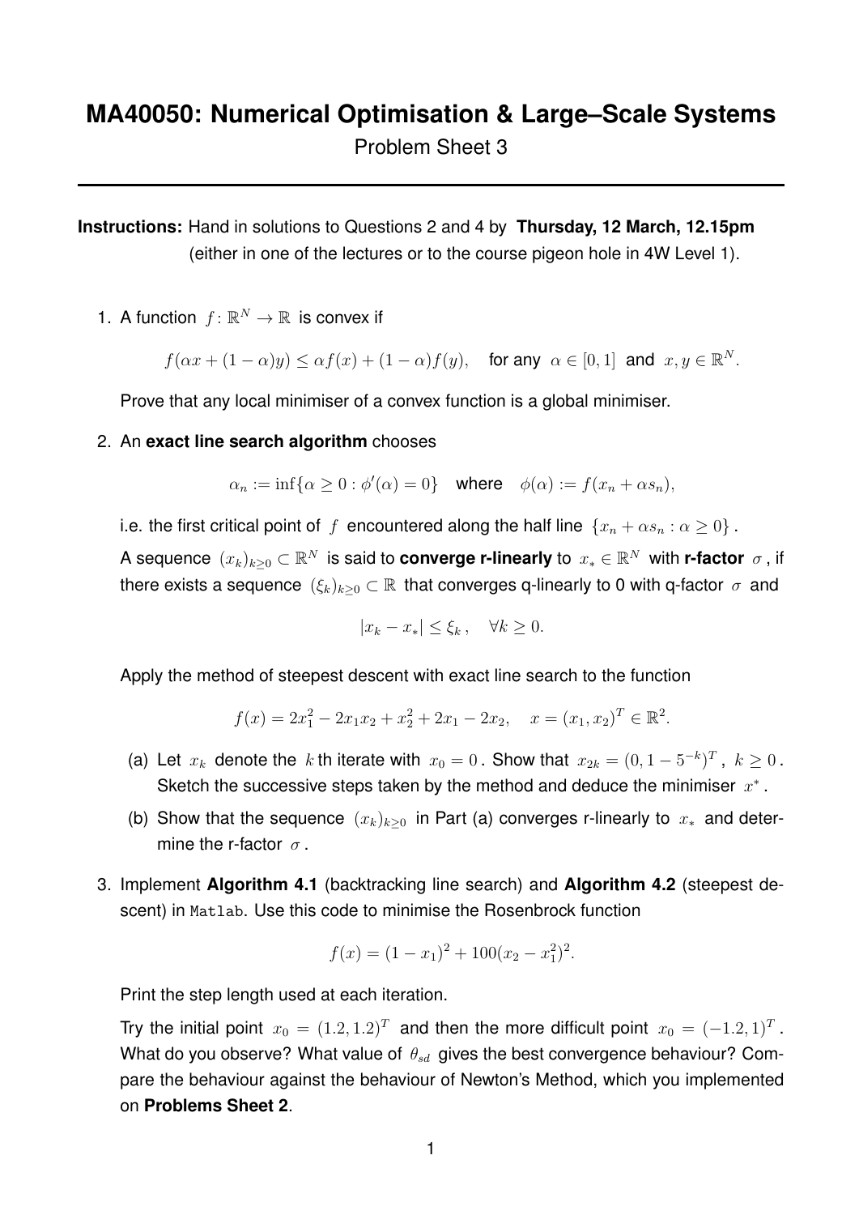# MA40050: Numerical Optimisation & Large–Scale Systems

Problem Sheet 3

---

**Instructions:** Hand in solutions to Questions 2 and 4 by **Thursday, 12 March, 12.15pm** (either in one of the lectures or to the course pigeon hole in 4W Level 1).

1. A function $f\colon \mathbb{R}^N \to \mathbb{R}$ is convex if

$$f(\alpha x + (1-\alpha)y) \leq \alpha f(x) + (1-\alpha)f(y), \quad \text{for any } \alpha \in [0,1] \text{ and } x, y \in \mathbb{R}^N.$$

   Prove that any local minimiser of a convex function is a global minimiser.

2. An **exact line search algorithm** chooses

$$\alpha_n := \inf\{\alpha \geq 0 : \phi'(\alpha) = 0\} \quad \text{where} \quad \phi(\alpha) := f(x_n + \alpha s_n),$$

   i.e. the first critical point of $f$ encountered along the half line $\{x_n + \alpha s_n : \alpha \geq 0\}$.

   A sequence $(x_k)_{k\geq 0} \subset \mathbb{R}^N$ is said to **converge r-linearly** to $x_* \in \mathbb{R}^N$ with **r-factor** $\sigma$, if there exists a sequence $(\xi_k)_{k\geq 0} \subset \mathbb{R}$ that converges q-linearly to 0 with q-factor $\sigma$ and

$$|x_k - x_*| \leq \xi_k, \quad \forall k \geq 0.$$

   Apply the method of steepest descent with exact line search to the function

$$f(x) = 2x_1^2 - 2x_1x_2 + x_2^2 + 2x_1 - 2x_2, \quad x = (x_1, x_2)^T \in \mathbb{R}^2.$$

   (a) Let $x_k$ denote the $k$ th iterate with $x_0 = 0$. Show that $x_{2k} = (0, 1 - 5^{-k})^T$, $k \geq 0$. Sketch the successive steps taken by the method and deduce the minimiser $x^*$.

   (b) Show that the sequence $(x_k)_{k\geq 0}$ in Part (a) converges r-linearly to $x_*$ and determine the r-factor $\sigma$.

3. Implement **Algorithm 4.1** (backtracking line search) and **Algorithm 4.2** (steepest descent) in Matlab. Use this code to minimise the Rosenbrock function

$$f(x) = (1 - x_1)^2 + 100(x_2 - x_1^2)^2.$$

   Print the step length used at each iteration.

   Try the initial point $x_0 = (1.2, 1.2)^T$ and then the more difficult point $x_0 = (-1.2, 1)^T$. What do you observe? What value of $\theta_{sd}$ gives the best convergence behaviour? Compare the behaviour against the behaviour of Newton's Method, which you implemented on **Problems Sheet 2**.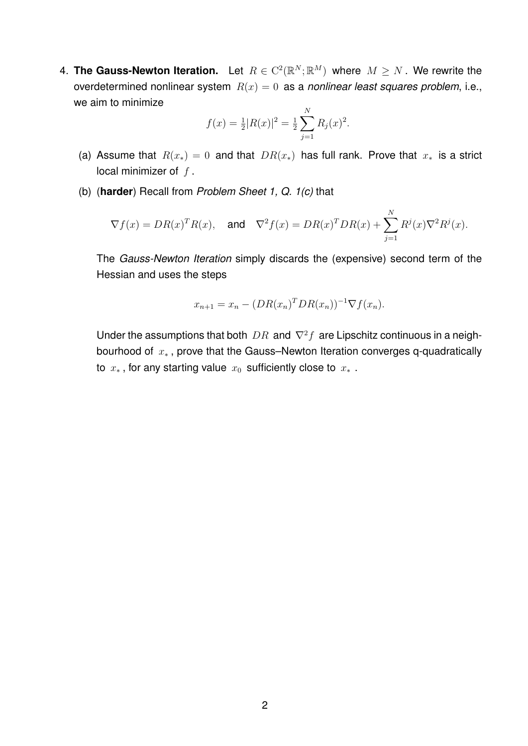4. **The Gauss-Newton Iteration.** Let $R \in \mathrm{C}^2(\mathbb{R}^N; \mathbb{R}^M)$ where $M \geq N$. We rewrite the overdetermined nonlinear system $R(x) = 0$ as a *nonlinear least squares problem*, i.e., we aim to minimize

$$f(x) = \tfrac{1}{2}|R(x)|^2 = \tfrac{1}{2}\sum_{j=1}^{N} R_j(x)^2.$$

   (a) Assume that $R(x_*) = 0$ and that $DR(x_*)$ has full rank. Prove that $x_*$ is a strict local minimizer of $f$.

   (b) (**harder**) Recall from *Problem Sheet 1, Q. 1(c)* that

$$\nabla f(x) = DR(x)^T R(x), \quad \text{and} \quad \nabla^2 f(x) = DR(x)^T DR(x) + \sum_{j=1}^{N} R^j(x) \nabla^2 R^j(x).$$

   The *Gauss-Newton Iteration* simply discards the (expensive) second term of the Hessian and uses the steps

$$x_{n+1} = x_n - (DR(x_n)^T DR(x_n))^{-1} \nabla f(x_n).$$

   Under the assumptions that both $DR$ and $\nabla^2 f$ are Lipschitz continuous in a neighbourhood of $x_*$, prove that the Gauss–Newton Iteration converges q-quadratically to $x_*$, for any starting value $x_0$ sufficiently close to $x_*$.